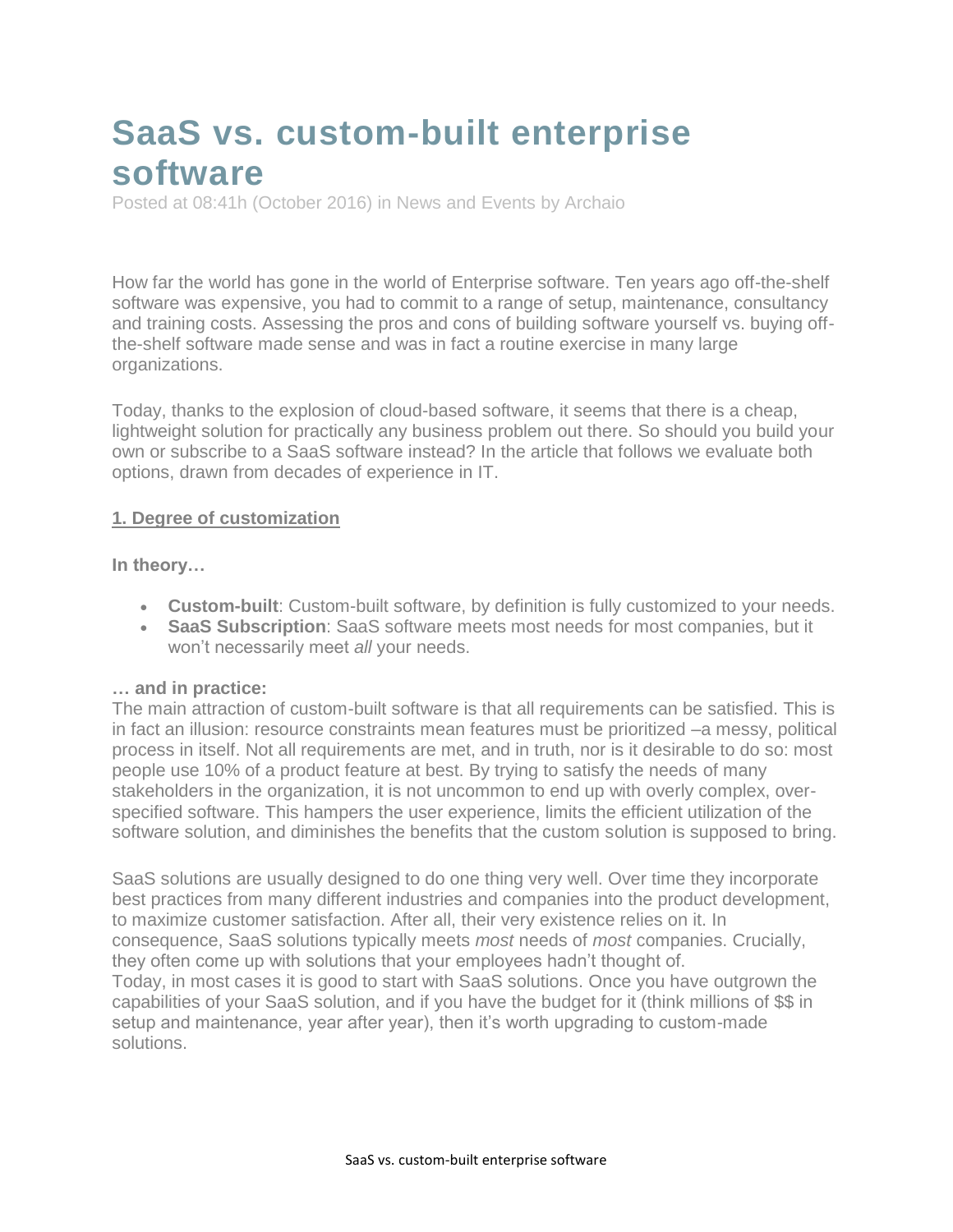# SaaS vs. custom-built enterprise software

Posted at 08:41h (October 2016) in News and Events by Archaio

How far the world has gone in the world of Enterprise software. Ten years ago off-the-shelf software was expensive, you had to commit to a range of setup, maintenance, consultancy and training costs. Assessing the pros and cons of building software yourself vs. buying off-the-shelf software made sense and was in fact a routine exercise in many large organizations.

Today, thanks to the explosion of cloud-based software, it seems that there is a cheap, lightweight solution for practically any business problem out there. So should you build your own or subscribe to a SaaS software instead? In the article that follows we evaluate both options, drawn from decades of experience in IT.

## 1. Degree of customization

**In theory…**

- **Custom-built**: Custom-built software, by definition is fully customized to your needs.
- **SaaS Subscription**: SaaS software meets most needs for most companies, but it won't necessarily meet *all* your needs.

**… and in practice:**

The main attraction of custom-built software is that all requirements can be satisfied. This is in fact an illusion: resource constraints mean features must be prioritized –a messy, political process in itself. Not all requirements are met, and in truth, nor is it desirable to do so: most people use 10% of a product feature at best. By trying to satisfy the needs of many stakeholders in the organization, it is not uncommon to end up with overly complex, over-specified software. This hampers the user experience, limits the efficient utilization of the software solution, and diminishes the benefits that the custom solution is supposed to bring.

SaaS solutions are usually designed to do one thing very well. Over time they incorporate best practices from many different industries and companies into the product development, to maximize customer satisfaction. After all, their very existence relies on it. In consequence, SaaS solutions typically meets *most* needs of *most* companies. Crucially, they often come up with solutions that your employees hadn't thought of.

Today, in most cases it is good to start with SaaS solutions. Once you have outgrown the capabilities of your SaaS solution, and if you have the budget for it (think millions of $$ in setup and maintenance, year after year), then it's worth upgrading to custom-made solutions.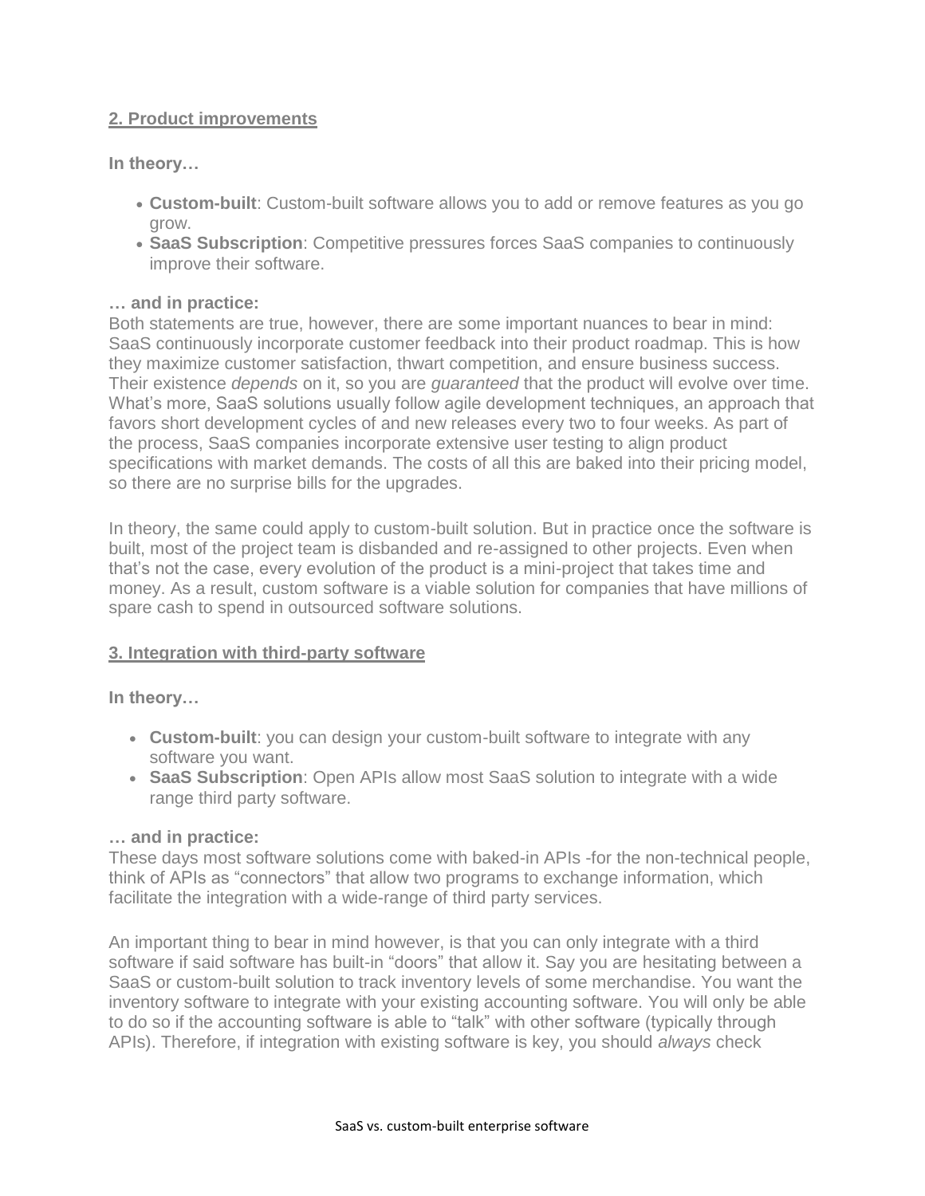## 2. Product improvements

**In theory…**

- **Custom-built**: Custom-built software allows you to add or remove features as you go grow.
- **SaaS Subscription**: Competitive pressures forces SaaS companies to continuously improve their software.

**… and in practice:**

Both statements are true, however, there are some important nuances to bear in mind: SaaS continuously incorporate customer feedback into their product roadmap. This is how they maximize customer satisfaction, thwart competition, and ensure business success. Their existence *depends* on it, so you are *guaranteed* that the product will evolve over time. What's more, SaaS solutions usually follow agile development techniques, an approach that favors short development cycles of and new releases every two to four weeks. As part of the process, SaaS companies incorporate extensive user testing to align product specifications with market demands. The costs of all this are baked into their pricing model, so there are no surprise bills for the upgrades.

In theory, the same could apply to custom-built solution. But in practice once the software is built, most of the project team is disbanded and re-assigned to other projects. Even when that's not the case, every evolution of the product is a mini-project that takes time and money. As a result, custom software is a viable solution for companies that have millions of spare cash to spend in outsourced software solutions.

## 3. Integration with third-party software

**In theory…**

- **Custom-built**: you can design your custom-built software to integrate with any software you want.
- **SaaS Subscription**: Open APIs allow most SaaS solution to integrate with a wide range third party software.

**… and in practice:**

These days most software solutions come with baked-in APIs -for the non-technical people, think of APIs as "connectors" that allow two programs to exchange information, which facilitate the integration with a wide-range of third party services.

An important thing to bear in mind however, is that you can only integrate with a third software if said software has built-in "doors" that allow it. Say you are hesitating between a SaaS or custom-built solution to track inventory levels of some merchandise. You want the inventory software to integrate with your existing accounting software. You will only be able to do so if the accounting software is able to "talk" with other software (typically through APIs). Therefore, if integration with existing software is key, you should *always* check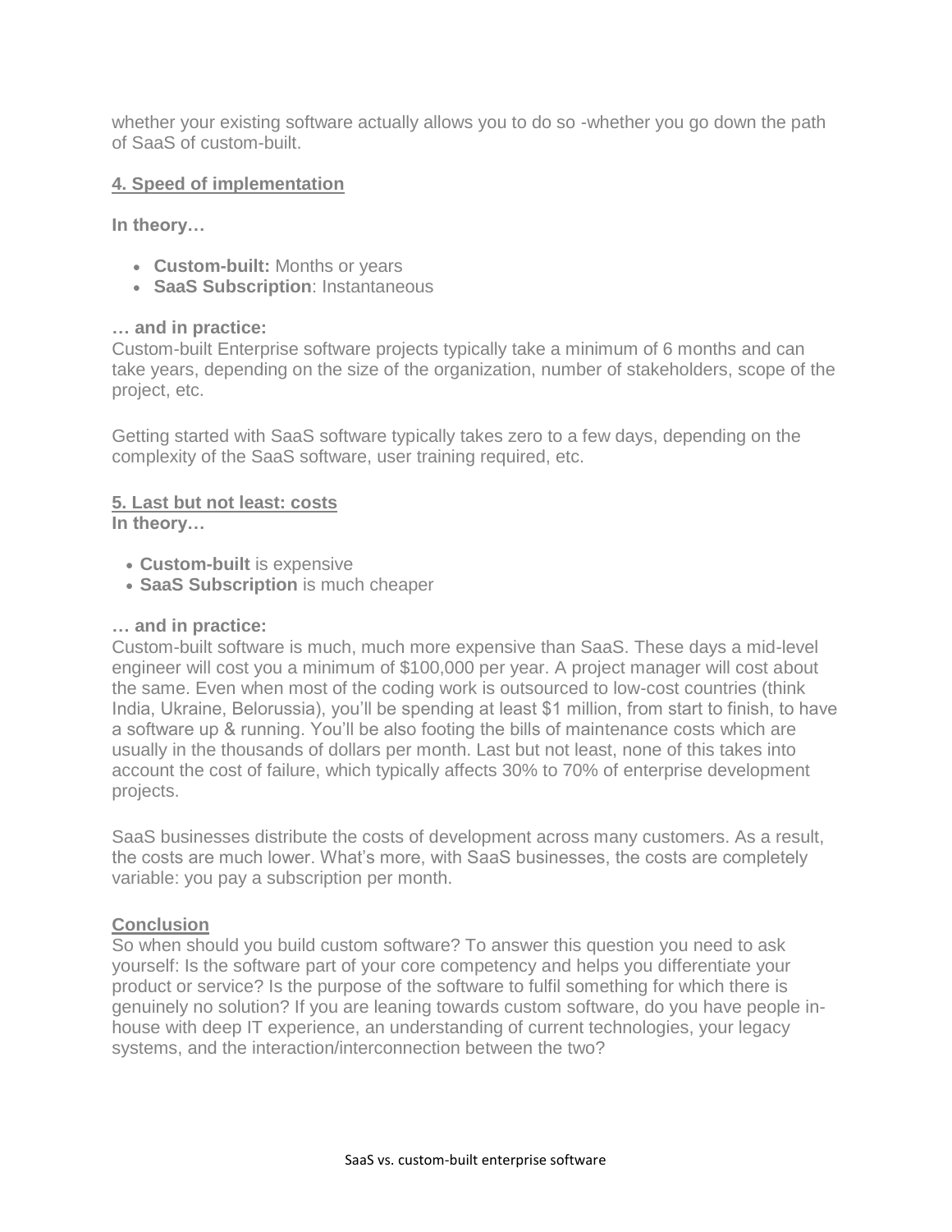whether your existing software actually allows you to do so -whether you go down the path of SaaS of custom-built.

## 4. Speed of implementation

**In theory…**

- **Custom-built:** Months or years
- **SaaS Subscription**: Instantaneous

**… and in practice:**
Custom-built Enterprise software projects typically take a minimum of 6 months and can take years, depending on the size of the organization, number of stakeholders, scope of the project, etc.

Getting started with SaaS software typically takes zero to a few days, depending on the complexity of the SaaS software, user training required, etc.

## 5. Last but not least: costs

**In theory…**

- **Custom-built** is expensive
- **SaaS Subscription** is much cheaper

**… and in practice:**
Custom-built software is much, much more expensive than SaaS. These days a mid-level engineer will cost you a minimum of $100,000 per year. A project manager will cost about the same. Even when most of the coding work is outsourced to low-cost countries (think India, Ukraine, Belorussia), you'll be spending at least $1 million, from start to finish, to have a software up & running. You'll be also footing the bills of maintenance costs which are usually in the thousands of dollars per month. Last but not least, none of this takes into account the cost of failure, which typically affects 30% to 70% of enterprise development projects.

SaaS businesses distribute the costs of development across many customers. As a result, the costs are much lower. What's more, with SaaS businesses, the costs are completely variable: you pay a subscription per month.

## Conclusion

So when should you build custom software? To answer this question you need to ask yourself: Is the software part of your core competency and helps you differentiate your product or service? Is the purpose of the software to fulfil something for which there is genuinely no solution? If you are leaning towards custom software, do you have people in-house with deep IT experience, an understanding of current technologies, your legacy systems, and the interaction/interconnection between the two?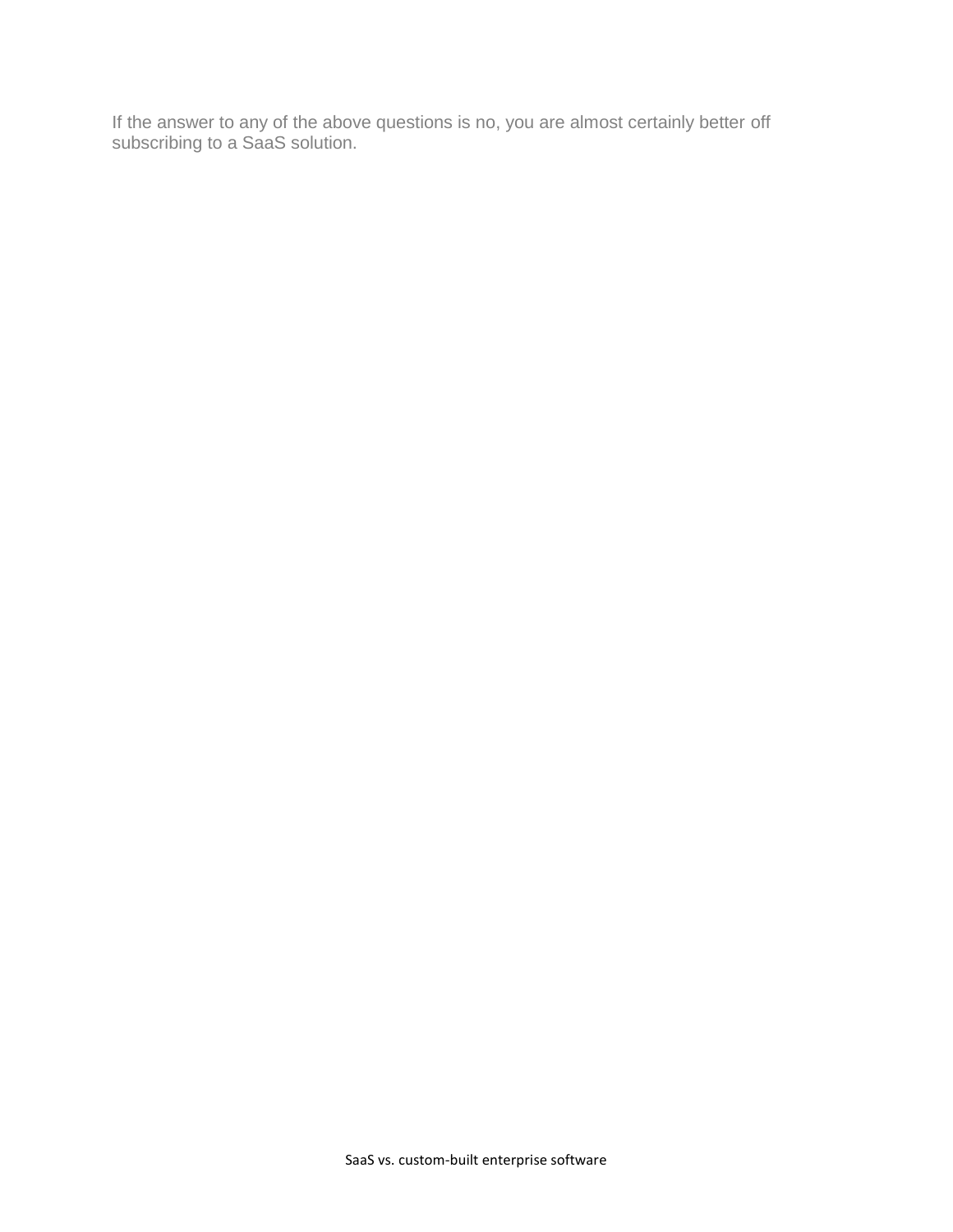If the answer to any of the above questions is no, you are almost certainly better off subscribing to a SaaS solution.